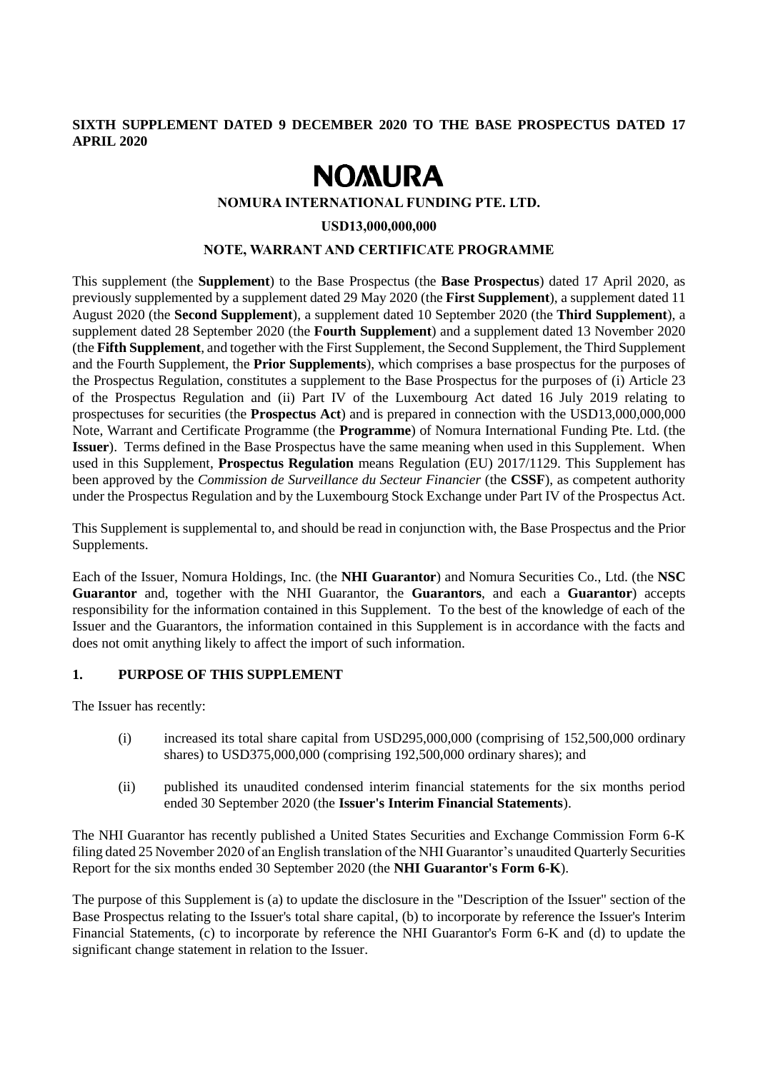**SIXTH SUPPLEMENT DATED 9 DECEMBER 2020 TO THE BASE PROSPECTUS DATED 17 APRIL 2020**

# NOMURA

**NOMURA INTERNATIONAL FUNDING PTE. LTD.**

**USD13,000,000,000**

**NOTE, WARRANT AND CERTIFICATE PROGRAMME**

This supplement (the **Supplement**) to the Base Prospectus (the **Base Prospectus**) dated 17 April 2020, as previously supplemented by a supplement dated 29 May 2020 (the **First Supplement**), a supplement dated 11 August 2020 (the **Second Supplement**), a supplement dated 10 September 2020 (the **Third Supplement**), a supplement dated 28 September 2020 (the **Fourth Supplement**) and a supplement dated 13 November 2020 (the **Fifth Supplement**, and together with the First Supplement, the Second Supplement, the Third Supplement and the Fourth Supplement, the **Prior Supplements**), which comprises a base prospectus for the purposes of the Prospectus Regulation, constitutes a supplement to the Base Prospectus for the purposes of (i) Article 23 of the Prospectus Regulation and (ii) Part IV of the Luxembourg Act dated 16 July 2019 relating to prospectuses for securities (the **Prospectus Act**) and is prepared in connection with the USD13,000,000,000 Note, Warrant and Certificate Programme (the **Programme**) of Nomura International Funding Pte. Ltd. (the **Issuer**). Terms defined in the Base Prospectus have the same meaning when used in this Supplement. When used in this Supplement, **Prospectus Regulation** means Regulation (EU) 2017/1129. This Supplement has been approved by the *Commission de Surveillance du Secteur Financier* (the **CSSF**), as competent authority under the Prospectus Regulation and by the Luxembourg Stock Exchange under Part IV of the Prospectus Act.

This Supplement is supplemental to, and should be read in conjunction with, the Base Prospectus and the Prior Supplements.

Each of the Issuer, Nomura Holdings, Inc. (the **NHI Guarantor**) and Nomura Securities Co., Ltd. (the **NSC Guarantor** and, together with the NHI Guarantor, the **Guarantors**, and each a **Guarantor**) accepts responsibility for the information contained in this Supplement. To the best of the knowledge of each of the Issuer and the Guarantors, the information contained in this Supplement is in accordance with the facts and does not omit anything likely to affect the import of such information.

## 1. PURPOSE OF THIS SUPPLEMENT

The Issuer has recently:

(i) increased its total share capital from USD295,000,000 (comprising of 152,500,000 ordinary shares) to USD375,000,000 (comprising 192,500,000 ordinary shares); and

(ii) published its unaudited condensed interim financial statements for the six months period ended 30 September 2020 (the **Issuer's Interim Financial Statements**).

The NHI Guarantor has recently published a United States Securities and Exchange Commission Form 6-K filing dated 25 November 2020 of an English translation of the NHI Guarantor's unaudited Quarterly Securities Report for the six months ended 30 September 2020 (the **NHI Guarantor's Form 6-K**).

The purpose of this Supplement is (a) to update the disclosure in the "Description of the Issuer" section of the Base Prospectus relating to the Issuer's total share capital, (b) to incorporate by reference the Issuer's Interim Financial Statements, (c) to incorporate by reference the NHI Guarantor's Form 6-K and (d) to update the significant change statement in relation to the Issuer.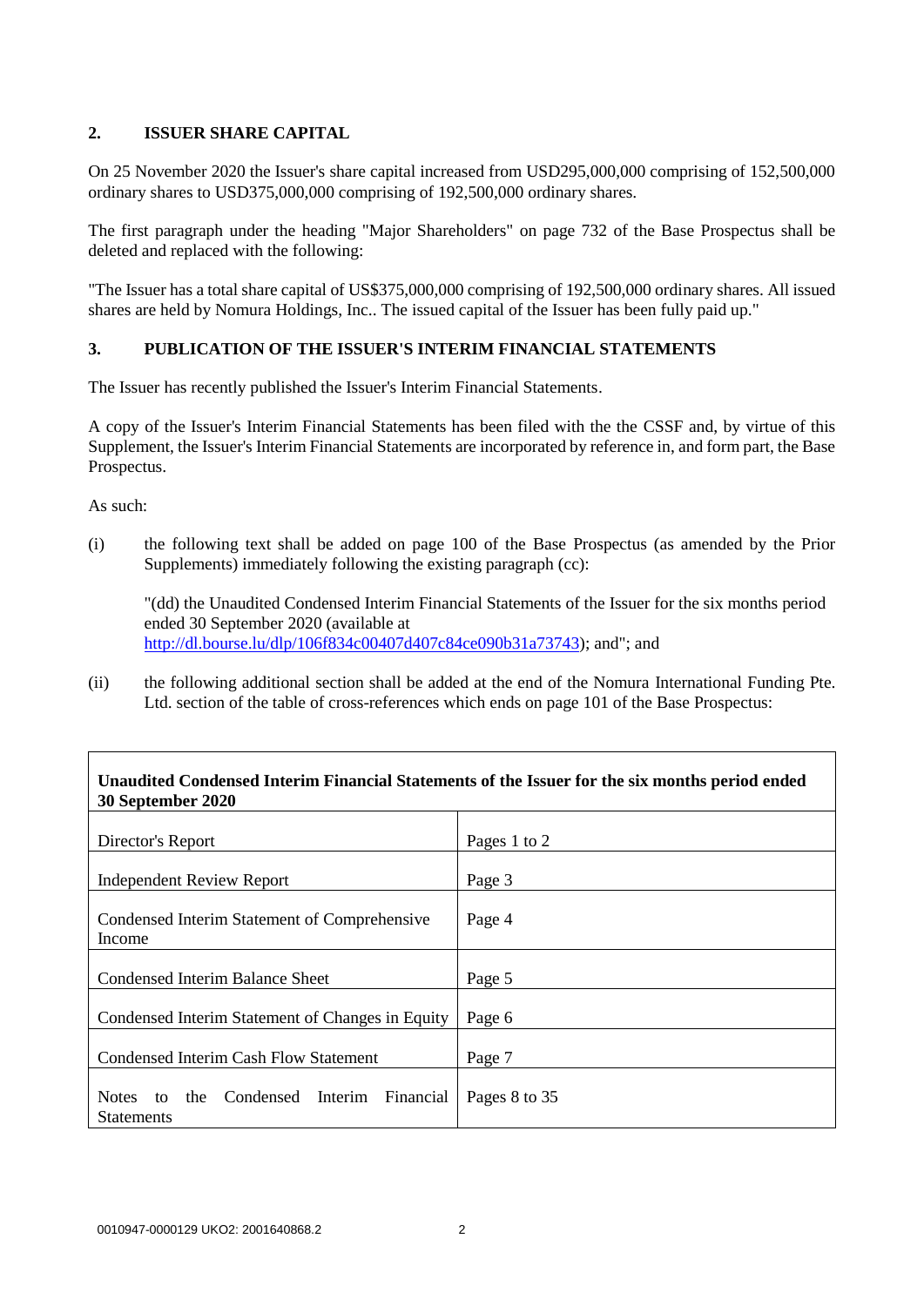## 2. ISSUER SHARE CAPITAL

On 25 November 2020 the Issuer's share capital increased from USD295,000,000 comprising of 152,500,000 ordinary shares to USD375,000,000 comprising of 192,500,000 ordinary shares.

The first paragraph under the heading "Major Shareholders" on page 732 of the Base Prospectus shall be deleted and replaced with the following:

"The Issuer has a total share capital of US$375,000,000 comprising of 192,500,000 ordinary shares. All issued shares are held by Nomura Holdings, Inc.. The issued capital of the Issuer has been fully paid up."

## 3. PUBLICATION OF THE ISSUER'S INTERIM FINANCIAL STATEMENTS

The Issuer has recently published the Issuer's Interim Financial Statements.

A copy of the Issuer's Interim Financial Statements has been filed with the the CSSF and, by virtue of this Supplement, the Issuer's Interim Financial Statements are incorporated by reference in, and form part, the Base Prospectus.

As such:

(i) the following text shall be added on page 100 of the Base Prospectus (as amended by the Prior Supplements) immediately following the existing paragraph (cc):

"(dd) the Unaudited Condensed Interim Financial Statements of the Issuer for the six months period ended 30 September 2020 (available at http://dl.bourse.lu/dlp/106f834c00407d407c84ce090b31a73743); and"; and

(ii) the following additional section shall be added at the end of the Nomura International Funding Pte. Ltd. section of the table of cross-references which ends on page 101 of the Base Prospectus:

| **Unaudited Condensed Interim Financial Statements of the Issuer for the six months period ended 30 September 2020** | |
|---|---|
| Director's Report | Pages 1 to 2 |
| Independent Review Report | Page 3 |
| Condensed Interim Statement of Comprehensive Income | Page 4 |
| Condensed Interim Balance Sheet | Page 5 |
| Condensed Interim Statement of Changes in Equity | Page 6 |
| Condensed Interim Cash Flow Statement | Page 7 |
| Notes to the Condensed Interim Financial Statements | Pages 8 to 35 |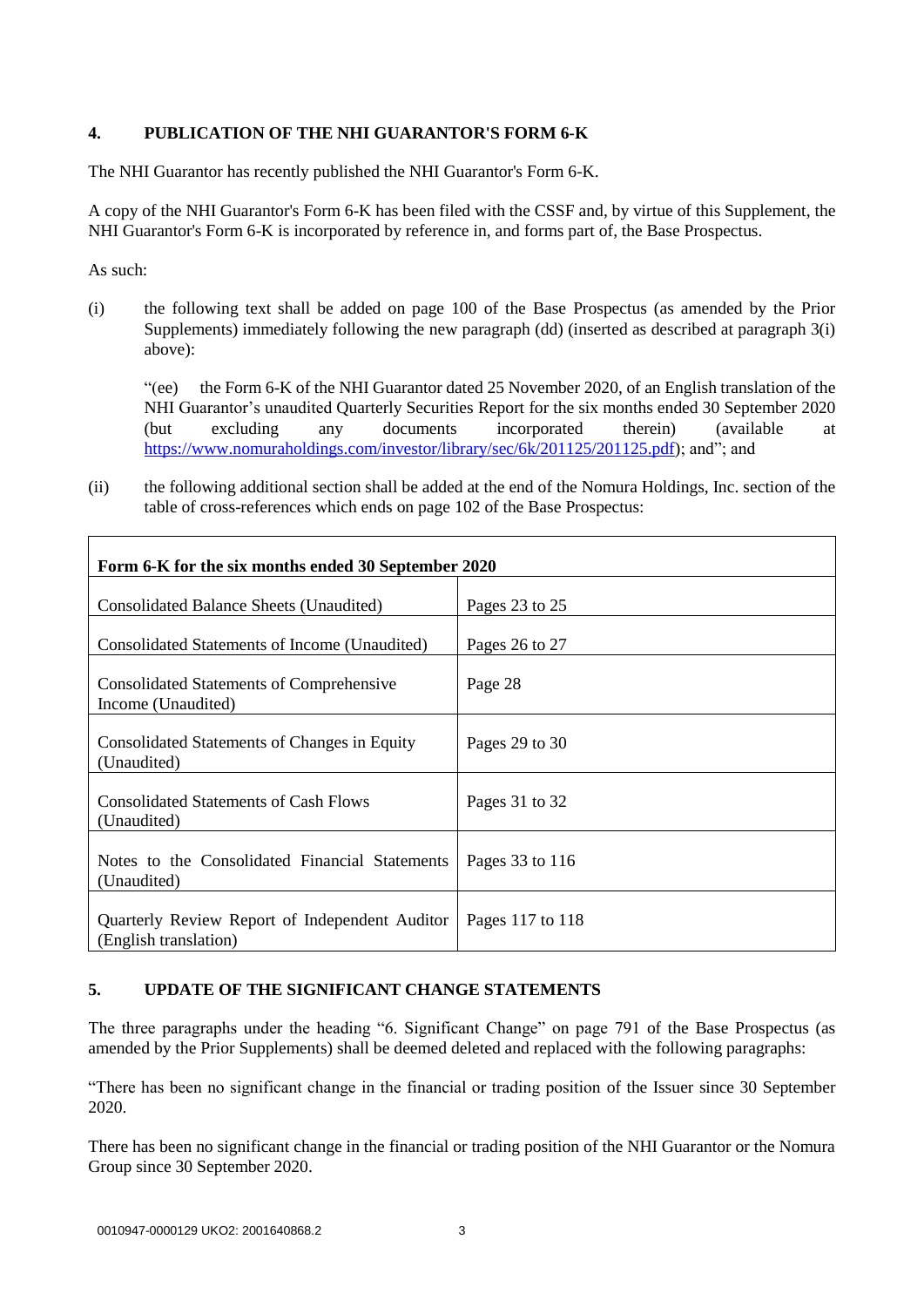## 4. PUBLICATION OF THE NHI GUARANTOR'S FORM 6-K

The NHI Guarantor has recently published the NHI Guarantor's Form 6-K.

A copy of the NHI Guarantor's Form 6-K has been filed with the CSSF and, by virtue of this Supplement, the NHI Guarantor's Form 6-K is incorporated by reference in, and forms part of, the Base Prospectus.

As such:

(i) the following text shall be added on page 100 of the Base Prospectus (as amended by the Prior Supplements) immediately following the new paragraph (dd) (inserted as described at paragraph 3(i) above):

"(ee) the Form 6-K of the NHI Guarantor dated 25 November 2020, of an English translation of the NHI Guarantor's unaudited Quarterly Securities Report for the six months ended 30 September 2020 (but excluding any documents incorporated therein) (available at https://www.nomuraholdings.com/investor/library/sec/6k/201125/201125.pdf); and"; and

(ii) the following additional section shall be added at the end of the Nomura Holdings, Inc. section of the table of cross-references which ends on page 102 of the Base Prospectus:

| **Form 6-K for the six months ended 30 September 2020** | |
|---|---|
| Consolidated Balance Sheets (Unaudited) | Pages 23 to 25 |
| Consolidated Statements of Income (Unaudited) | Pages 26 to 27 |
| Consolidated Statements of Comprehensive Income (Unaudited) | Page 28 |
| Consolidated Statements of Changes in Equity (Unaudited) | Pages 29 to 30 |
| Consolidated Statements of Cash Flows (Unaudited) | Pages 31 to 32 |
| Notes to the Consolidated Financial Statements (Unaudited) | Pages 33 to 116 |
| Quarterly Review Report of Independent Auditor (English translation) | Pages 117 to 118 |

## 5. UPDATE OF THE SIGNIFICANT CHANGE STATEMENTS

The three paragraphs under the heading "6. Significant Change" on page 791 of the Base Prospectus (as amended by the Prior Supplements) shall be deemed deleted and replaced with the following paragraphs:

"There has been no significant change in the financial or trading position of the Issuer since 30 September 2020.

There has been no significant change in the financial or trading position of the NHI Guarantor or the Nomura Group since 30 September 2020.

0010947-0000129 UKO2: 2001640868.2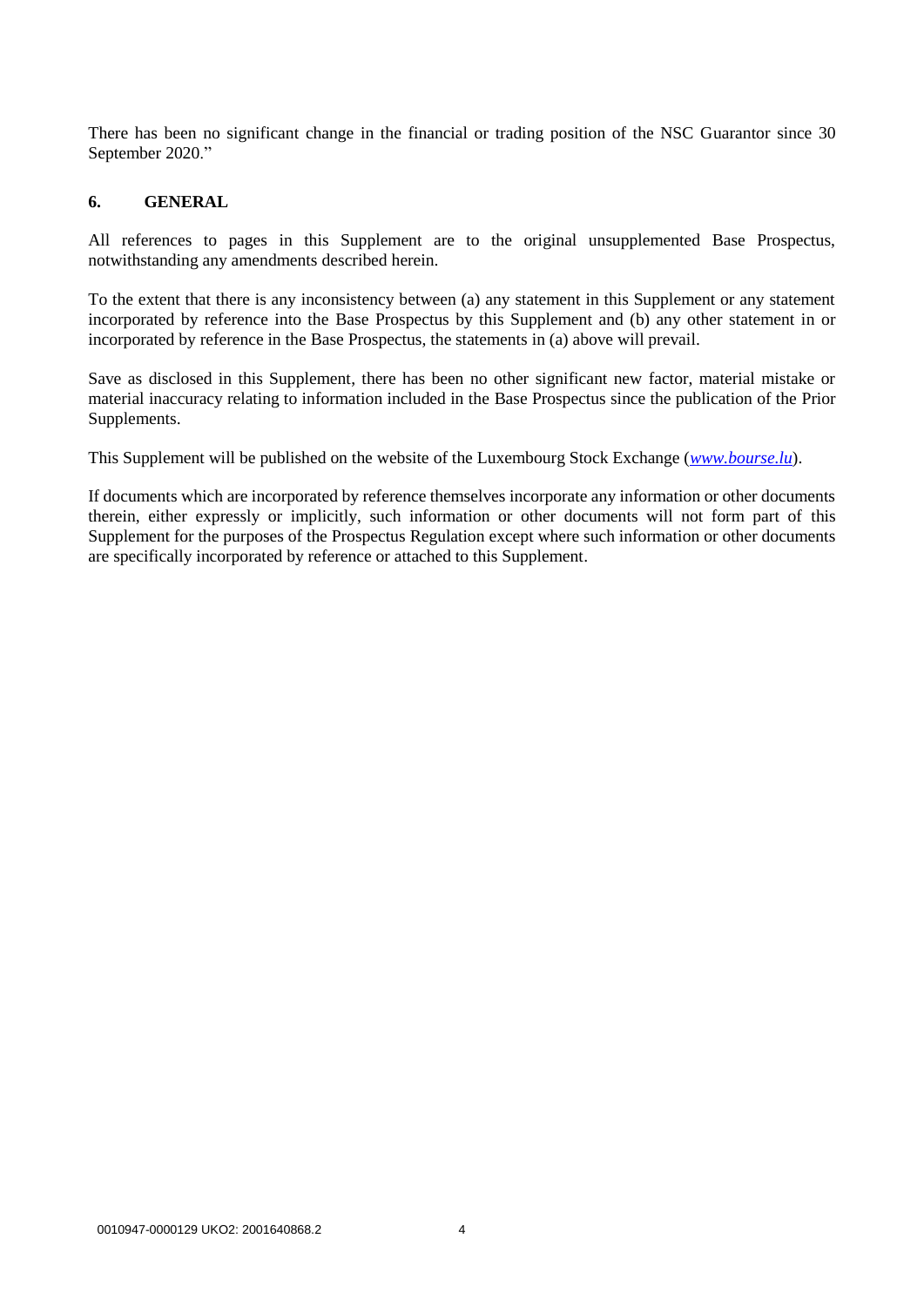There has been no significant change in the financial or trading position of the NSC Guarantor since 30 September 2020."

## 6. GENERAL

All references to pages in this Supplement are to the original unsupplemented Base Prospectus, notwithstanding any amendments described herein.

To the extent that there is any inconsistency between (a) any statement in this Supplement or any statement incorporated by reference into the Base Prospectus by this Supplement and (b) any other statement in or incorporated by reference in the Base Prospectus, the statements in (a) above will prevail.

Save as disclosed in this Supplement, there has been no other significant new factor, material mistake or material inaccuracy relating to information included in the Base Prospectus since the publication of the Prior Supplements.

This Supplement will be published on the website of the Luxembourg Stock Exchange (*www.bourse.lu*).

If documents which are incorporated by reference themselves incorporate any information or other documents therein, either expressly or implicitly, such information or other documents will not form part of this Supplement for the purposes of the Prospectus Regulation except where such information or other documents are specifically incorporated by reference or attached to this Supplement.

0010947-0000129 UKO2: 2001640868.2